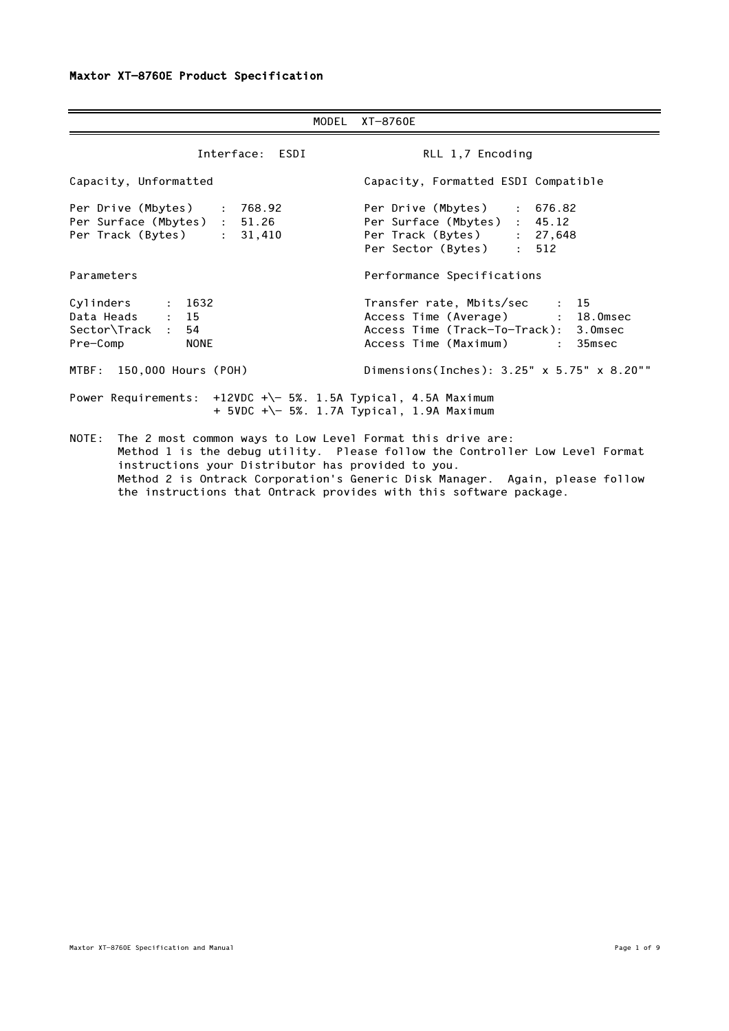**Maxtor XT-8760E Product Specification**

MODEL XT-8760E

| Interface: ESDI | RLL 1,7 Encoding |
|---|---|

**Capacity, Unformatted**

| | |
|---|---|
| Per Drive (Mbytes) | 768.92 |
| Per Surface (Mbytes) | 51.26 |
| Per Track (Bytes) | 31,410 |

**Capacity, Formatted ESDI Compatible**

| | |
|---|---|
| Per Drive (Mbytes) | 676.82 |
| Per Surface (Mbytes) | 45.12 |
| Per Track (Bytes) | 27,648 |
| Per Sector (Bytes) | 512 |

**Parameters**

| | |
|---|---|
| Cylinders | 1632 |
| Data Heads | 15 |
| Sector\Track | 54 |
| Pre-Comp | NONE |

**Performance Specifications**

| | |
|---|---|
| Transfer rate, Mbits/sec | 15 |
| Access Time (Average) | 18.0msec |
| Access Time (Track-To-Track) | 3.0msec |
| Access Time (Maximum) | 35msec |

MTBF: 150,000 Hours (POH)

Dimensions(Inches): 3.25" x 5.75" x 8.20""

Power Requirements: +12VDC +\- 5%. 1.5A Typical, 4.5A Maximum
+ 5VDC +\- 5%. 1.7A Typical, 1.9A Maximum

NOTE: The 2 most common ways to Low Level Format this drive are:
Method 1 is the debug utility. Please follow the Controller Low Level Format instructions your Distributor has provided to you.
Method 2 is Ontrack Corporation's Generic Disk Manager. Again, please follow the instructions that Ontrack provides with this software package.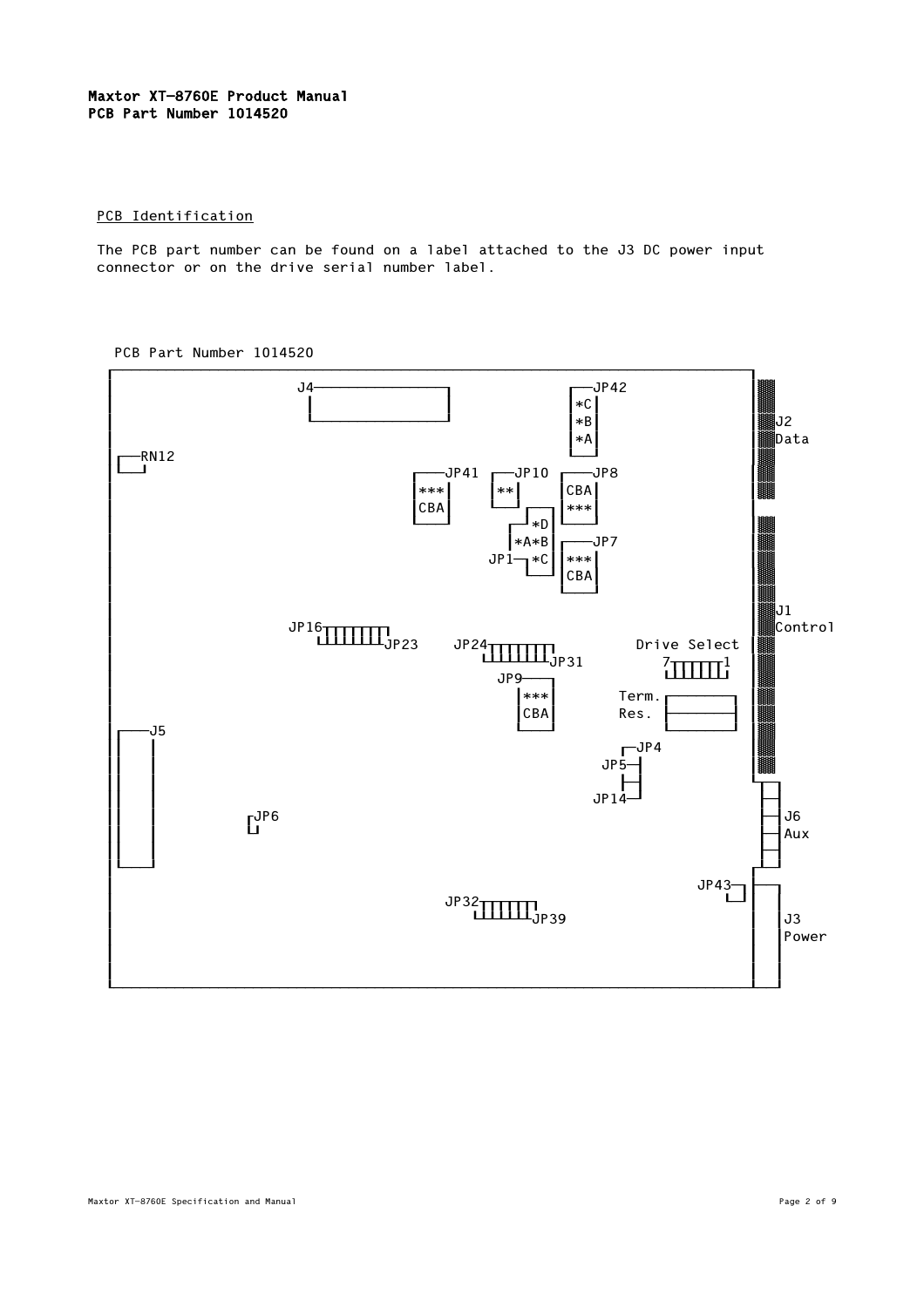## PCB Identification

The PCB part number can be found on a label attached to the J3 DC power input connector or on the drive serial number label.

```
  PCB Part Number 1014520
┌────────────────────────────────────────────────────────────────────────┐
│                                                                        │▓▓
│                    J4───────────────┐                ┌──JP42           │▓▓
│                     │               │                │*C│              │▓▓
│                     └───────────────┘                │*B│              │▓▓J2
│                                                      │*A│              │▓▓Data
│ ┌──RN12                                              └──┘              │▓▓
│ └───┘                                                                  │▓▓
│                            ┌───JP41   ┌──JP10     ┌───JP8              │▓▓
│                            │***│      │**│        │CBA│                │▓▓
│                            │CBA│      └──┘        │***│                │
│                            └───┘         ┌──┐     └───┘                │▓▓
│                                          │*D│                          │▓▓
│                                        ┌─┘  │                         │▓▓
│                                        │*A*B│    ┌───JP7              │▓▓
│                                    JP1─┐ │*C│    │***│                │▓▓
│                                        └─┘       │CBA│                │▓▓
│                                                  └───┘                │▓▓
│                                                                       │▓▓J1
│                   JP16┬┬┬┬┬┬┬┐                                        │▓▓Control
│                       └┴┴┴┴┴┴┘JP23    JP24┬┬┬┬┬┬┬┐       Drive Select │▓▓
│                                           └┴┴┴┴┴┴┘JP31     7┬┬┬┬┬┬┐1  │▓▓
│                                        JP9────┐             └┴┴┴┴┴┘   │▓▓
│                                           │***│       Term. ┌───────┐ │▓▓
│                                           │CBA│       Res.  │       │ │▓▓
│ ┌──J5                                     └───┘             └───────┘ │▓▓
│ │  │                                                                  │▓▓
│ │  │                                                     ┌─JP4        │▓▓
│ │  │                                                 JP5─┤          └┬──┐
│ │  │                                                     │           │  │
│ │  │                                                 JP14┘           ├──┤J6
│ │  │          ┌JP6                                                   │  │Aux
│ │  │          └┘                                                     ├──┤
│ └──┘                                                                 │  │
│                                                                   ┌──┴──┤
│                                                         JP43─┐    │     │
│                           JP32┬┬┬┬┬┬┬┐                      └┘   │     │J3
│                               └┴┴┴┴┴┴┘JP39                       │     │Power
│                                                                   │     │
│                                                                   │     │
└───────────────────────────────────────────────────────────────────┴─────┘
```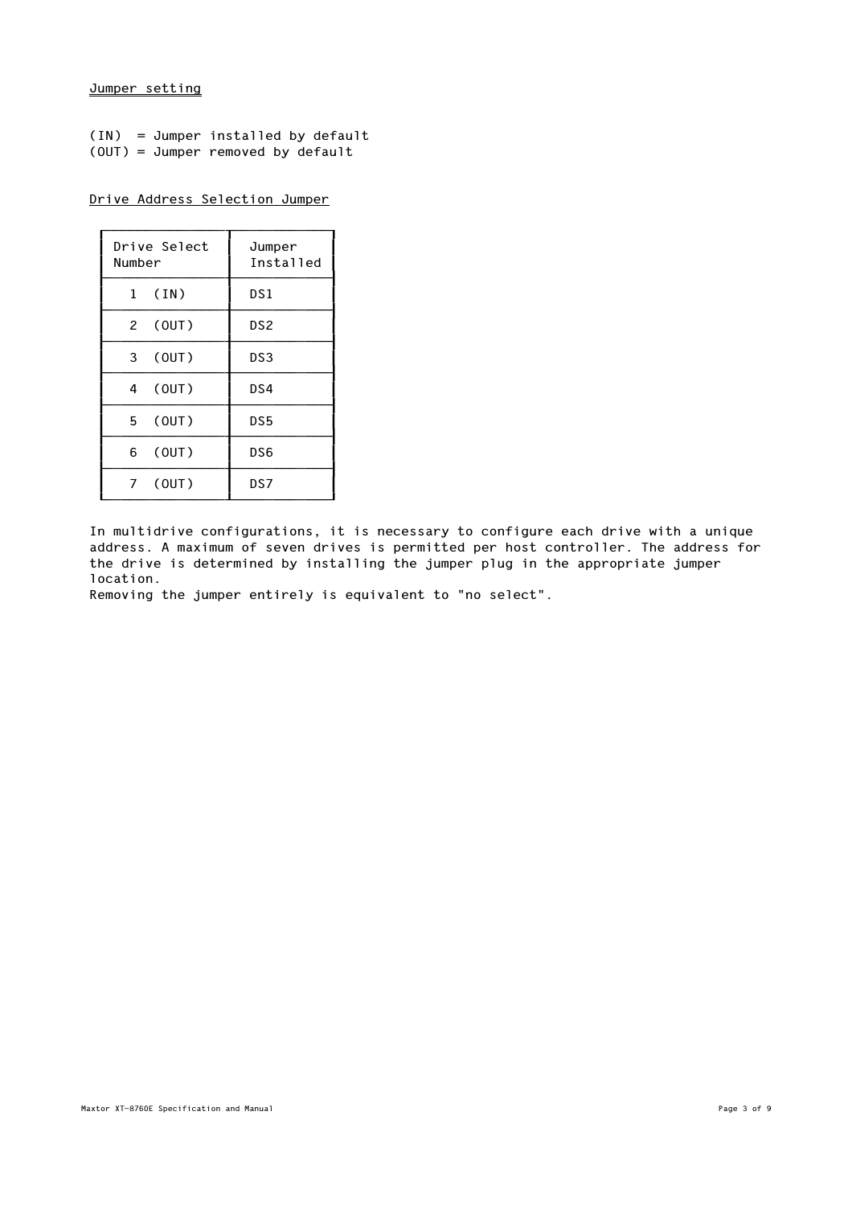## Jumper setting

(IN)  = Jumper installed by default
(OUT) = Jumper removed by default

### Drive Address Selection Jumper

| Drive Select Number | Jumper Installed |
|---|---|
| 1 (IN) | DS1 |
| 2 (OUT) | DS2 |
| 3 (OUT) | DS3 |
| 4 (OUT) | DS4 |
| 5 (OUT) | DS5 |
| 6 (OUT) | DS6 |
| 7 (OUT) | DS7 |

In multidrive configurations, it is necessary to configure each drive with a unique address. A maximum of seven drives is permitted per host controller. The address for the drive is determined by installing the jumper plug in the appropriate jumper location.
Removing the jumper entirely is equivalent to "no select".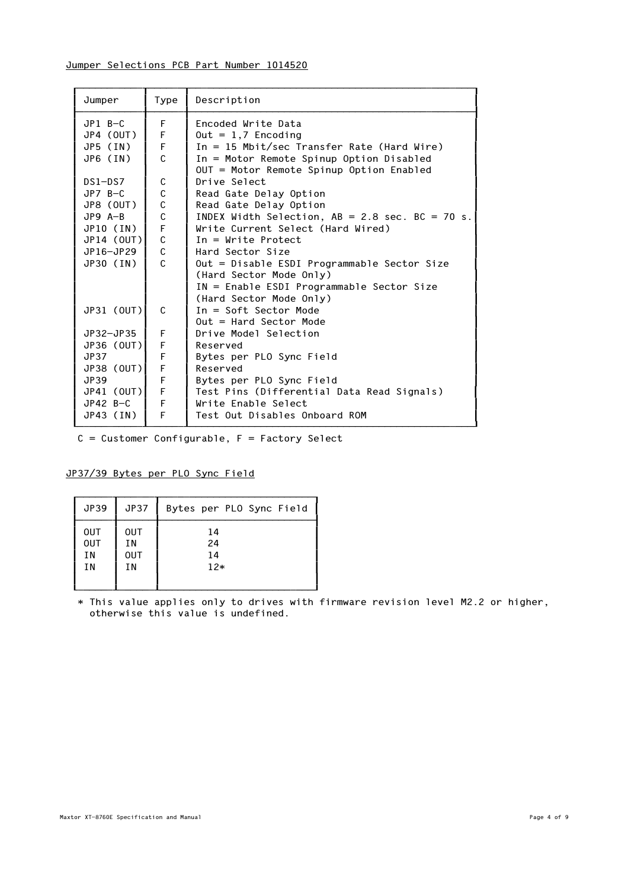Jumper Selections PCB Part Number 1014520

| Jumper | Type | Description |
|---|---|---|
| JP1 B-C | F | Encoded Write Data |
| JP4 (OUT) | F | Out = 1,7 Encoding |
| JP5 (IN) | F | In = 15 Mbit/sec Transfer Rate (Hard Wire) |
| JP6 (IN) | C | In = Motor Remote Spinup Option Disabled<br>OUT = Motor Remote Spinup Option Enabled |
| DS1-DS7 | C | Drive Select |
| JP7 B-C | C | Read Gate Delay Option |
| JP8 (OUT) | C | Read Gate Delay Option |
| JP9 A-B | C | INDEX Width Selection, AB = 2.8 sec. BC = 70 s. |
| JP10 (IN) | F | Write Current Select (Hard Wired) |
| JP14 (OUT) | C | In = Write Protect |
| JP16-JP29 | C | Hard Sector Size |
| JP30 (IN) | C | Out = Disable ESDI Programmable Sector Size (Hard Sector Mode Only)<br>IN = Enable ESDI Programmable Sector Size (Hard Sector Mode Only) |
| JP31 (OUT) | C | In = Soft Sector Mode<br>Out = Hard Sector Mode |
| JP32-JP35 | F | Drive Model Selection |
| JP36 (OUT) | F | Reserved |
| JP37 | F | Bytes per PLO Sync Field |
| JP38 (OUT) | F | Reserved |
| JP39 | F | Bytes per PLO Sync Field |
| JP41 (OUT) | F | Test Pins (Differential Data Read Signals) |
| JP42 B-C | F | Write Enable Select |
| JP43 (IN) | F | Test Out Disables Onboard ROM |

C = Customer Configurable, F = Factory Select

JP37/39 Bytes per PLO Sync Field

| JP39 | JP37 | Bytes per PLO Sync Field |
|---|---|---|
| OUT | OUT | 14 |
| OUT | IN | 24 |
| IN | OUT | 14 |
| IN | IN | 12* |

\* This value applies only to drives with firmware revision level M2.2 or higher, otherwise this value is undefined.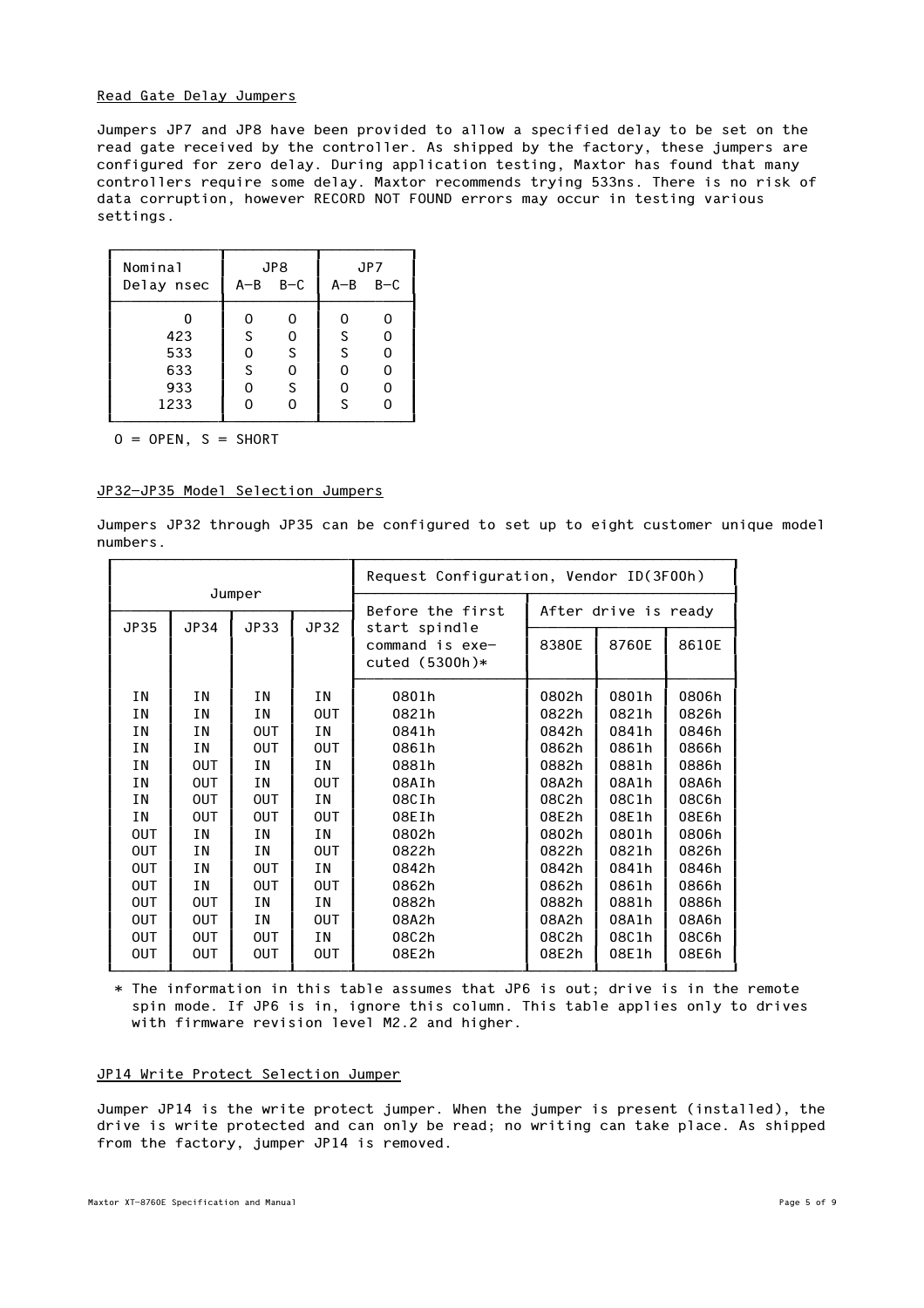## Read Gate Delay Jumpers

Jumpers JP7 and JP8 have been provided to allow a specified delay to be set on the read gate received by the controller. As shipped by the factory, these jumpers are configured for zero delay. During application testing, Maxtor has found that many controllers require some delay. Maxtor recommends trying 533ns. There is no risk of data corruption, however RECORD NOT FOUND errors may occur in testing various settings.

| Nominal Delay nsec | JP8 | | JP7 | |
|---|---|---|---|---|
| | A-B | B-C | A-B | B-C |
| 0 | O | O | O | O |
| 423 | S | O | S | O |
| 533 | O | S | S | O |
| 633 | S | O | O | O |
| 933 | O | S | O | O |
| 1233 | O | O | S | O |

O = OPEN, S = SHORT

## JP32-JP35 Model Selection Jumpers

Jumpers JP32 through JP35 can be configured to set up to eight customer unique model numbers.

| Jumper | | | | Request Configuration, Vendor ID(3F00h) | | | |
|---|---|---|---|---|---|---|---|
| | | | | Before the first start spindle command is executed (5300h)* | After drive is ready | | |
| JP35 | JP34 | JP33 | JP32 | | 8380E | 8760E | 8610E |
| IN | IN | IN | IN | 0801h | 0802h | 0801h | 0806h |
| IN | IN | IN | OUT | 0821h | 0822h | 0821h | 0826h |
| IN | IN | OUT | IN | 0841h | 0842h | 0841h | 0846h |
| IN | IN | OUT | OUT | 0861h | 0862h | 0861h | 0866h |
| IN | OUT | IN | IN | 0881h | 0882h | 0881h | 0886h |
| IN | OUT | IN | OUT | 08A1h | 08A2h | 08A1h | 08A6h |
| IN | OUT | OUT | IN | 08C1h | 08C2h | 08C1h | 08C6h |
| IN | OUT | OUT | OUT | 08E1h | 08E2h | 08E1h | 08E6h |
| OUT | IN | IN | IN | 0802h | 0802h | 0801h | 0806h |
| OUT | IN | IN | OUT | 0822h | 0822h | 0821h | 0826h |
| OUT | IN | OUT | IN | 0842h | 0842h | 0841h | 0846h |
| OUT | IN | OUT | OUT | 0862h | 0862h | 0861h | 0866h |
| OUT | OUT | IN | IN | 0882h | 0882h | 0881h | 0886h |
| OUT | OUT | IN | OUT | 08A2h | 08A2h | 08A1h | 08A6h |
| OUT | OUT | OUT | IN | 08C2h | 08C2h | 08C1h | 08C6h |
| OUT | OUT | OUT | OUT | 08E2h | 08E2h | 08E1h | 08E6h |

\* The information in this table assumes that JP6 is out; drive is in the remote spin mode. If JP6 is in, ignore this column. This table applies only to drives with firmware revision level M2.2 and higher.

## JP14 Write Protect Selection Jumper

Jumper JP14 is the write protect jumper. When the jumper is present (installed), the drive is write protected and can only be read; no writing can take place. As shipped from the factory, jumper JP14 is removed.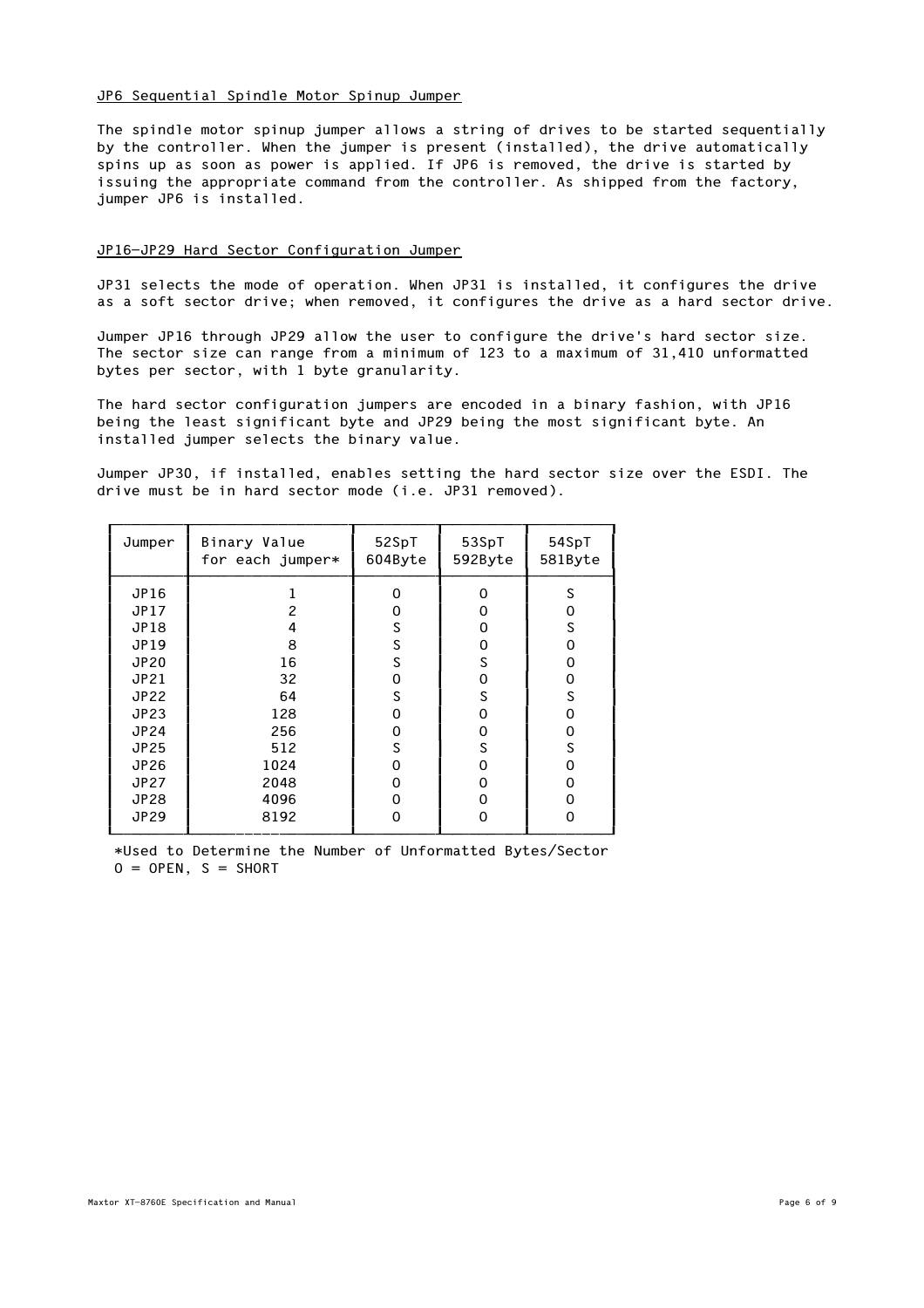## JP6 Sequential Spindle Motor Spinup Jumper

The spindle motor spinup jumper allows a string of drives to be started sequentially by the controller. When the jumper is present (installed), the drive automatically spins up as soon as power is applied. If JP6 is removed, the drive is started by issuing the appropriate command from the controller. As shipped from the factory, jumper JP6 is installed.

## JP16–JP29 Hard Sector Configuration Jumper

JP31 selects the mode of operation. When JP31 is installed, it configures the drive as a soft sector drive; when removed, it configures the drive as a hard sector drive.

Jumper JP16 through JP29 allow the user to configure the drive's hard sector size. The sector size can range from a minimum of 123 to a maximum of 31,410 unformatted bytes per sector, with 1 byte granularity.

The hard sector configuration jumpers are encoded in a binary fashion, with JP16 being the least significant byte and JP29 being the most significant byte. An installed jumper selects the binary value.

Jumper JP30, if installed, enables setting the hard sector size over the ESDI. The drive must be in hard sector mode (i.e. JP31 removed).

| Jumper | Binary Value for each jumper* | 52SpT 604Byte | 53SpT 592Byte | 54SpT 581Byte |
|---|---|---|---|---|
| JP16 | 1 | O | O | S |
| JP17 | 2 | O | O | O |
| JP18 | 4 | S | O | S |
| JP19 | 8 | S | O | O |
| JP20 | 16 | S | S | O |
| JP21 | 32 | O | O | O |
| JP22 | 64 | S | S | S |
| JP23 | 128 | O | O | O |
| JP24 | 256 | O | O | O |
| JP25 | 512 | S | S | S |
| JP26 | 1024 | O | O | O |
| JP27 | 2048 | O | O | O |
| JP28 | 4096 | O | O | O |
| JP29 | 8192 | O | O | O |

*Used to Determine the Number of Unformatted Bytes/Sector
O = OPEN, S = SHORT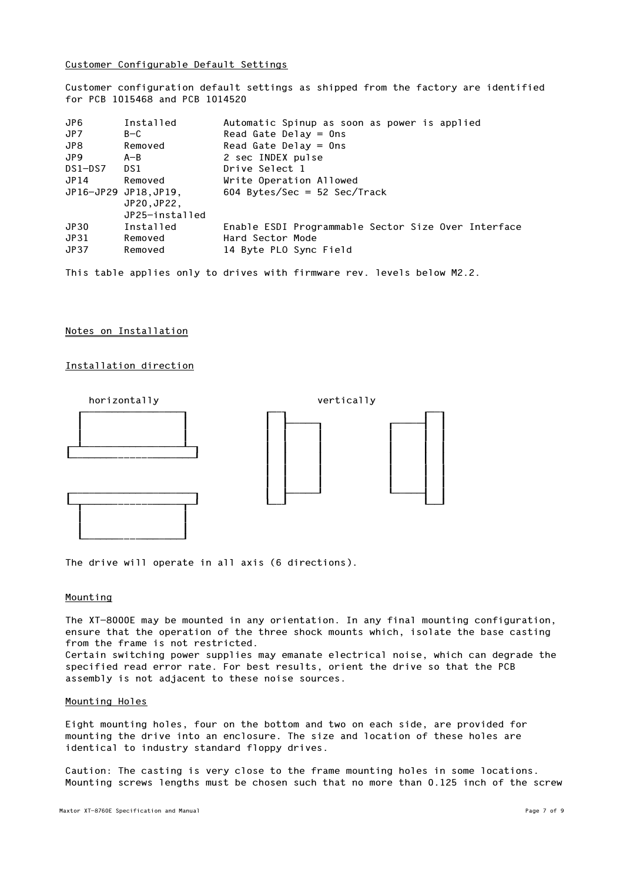## Customer Configurable Default Settings

Customer configuration default settings as shipped from the factory are identified for PCB 1015468 and PCB 1014520

| Jumper | Setting | Function |
|---|---|---|
| JP6 | Installed | Automatic Spinup as soon as power is applied |
| JP7 | B–C | Read Gate Delay = 0ns |
| JP8 | Removed | Read Gate Delay = 0ns |
| JP9 | A–B | 2 sec INDEX pulse |
| DS1–DS7 | DS1 | Drive Select 1 |
| JP14 | Removed | Write Operation Allowed |
| JP16–JP29 | JP18,JP19, JP20,JP22, JP25–installed | 604 Bytes/Sec = 52 Sec/Track |
| JP30 | Installed | Enable ESDI Programmable Sector Size Over Interface |
| JP31 | Removed | Hard Sector Mode |
| JP37 | Removed | 14 Byte PLO Sync Field |

This table applies only to drives with firmware rev. levels below M2.2.

## Notes on Installation

### Installation direction

horizontally

vertically

The drive will operate in all axis (6 directions).

### Mounting

The XT–8000E may be mounted in any orientation. In any final mounting configuration, ensure that the operation of the three shock mounts which, isolate the base casting from the frame is not restricted.
Certain switching power supplies may emanate electrical noise, which can degrade the specified read error rate. For best results, orient the drive so that the PCB assembly is not adjacent to these noise sources.

### Mounting Holes

Eight mounting holes, four on the bottom and two on each side, are provided for mounting the drive into an enclosure. The size and location of these holes are identical to industry standard floppy drives.

Caution: The casting is very close to the frame mounting holes in some locations. Mounting screws lengths must be chosen such that no more than 0.125 inch of the screw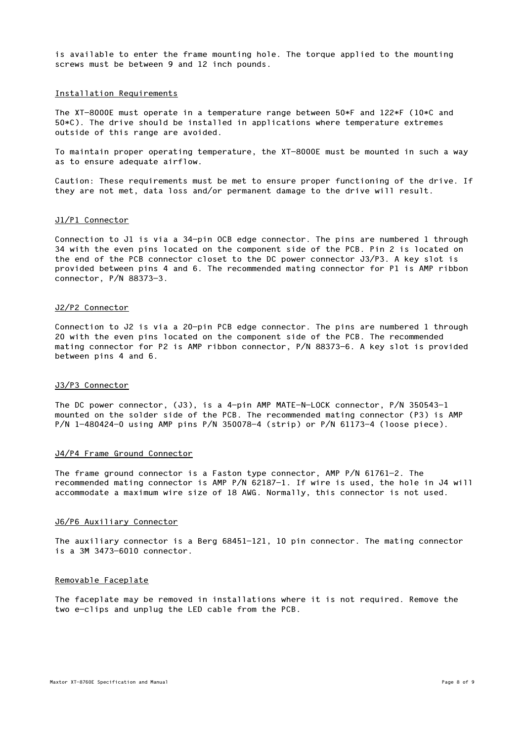is available to enter the frame mounting hole. The torque applied to the mounting screws must be between 9 and 12 inch pounds.

## Installation Requirements

The XT-8000E must operate in a temperature range between 50*F and 122*F (10*C and 50*C). The drive should be installed in applications where temperature extremes outside of this range are avoided.

To maintain proper operating temperature, the XT-8000E must be mounted in such a way as to ensure adequate airflow.

Caution: These requirements must be met to ensure proper functioning of the drive. If they are not met, data loss and/or permanent damage to the drive will result.

## J1/P1 Connector

Connection to J1 is via a 34-pin OCB edge connector. The pins are numbered 1 through 34 with the even pins located on the component side of the PCB. Pin 2 is located on the end of the PCB connector closet to the DC power connector J3/P3. A key slot is provided between pins 4 and 6. The recommended mating connector for P1 is AMP ribbon connector, P/N 88373-3.

## J2/P2 Connector

Connection to J2 is via a 20-pin PCB edge connector. The pins are numbered 1 through 20 with the even pins located on the component side of the PCB. The recommended mating connector for P2 is AMP ribbon connector, P/N 88373-6. A key slot is provided between pins 4 and 6.

## J3/P3 Connector

The DC power connector, (J3), is a 4-pin AMP MATE-N-LOCK connector, P/N 350543-1 mounted on the solder side of the PCB. The recommended mating connector (P3) is AMP P/N 1-480424-0 using AMP pins P/N 350078-4 (strip) or P/N 61173-4 (loose piece).

## J4/P4 Frame Ground Connector

The frame ground connector is a Faston type connector, AMP P/N 61761-2. The recommended mating connector is AMP P/N 62187-1. If wire is used, the hole in J4 will accommodate a maximum wire size of 18 AWG. Normally, this connector is not used.

## J6/P6 Auxiliary Connector

The auxiliary connector is a Berg 68451-121, 10 pin connector. The mating connector is a 3M 3473-6010 connector.

## Removable Faceplate

The faceplate may be removed in installations where it is not required. Remove the two e-clips and unplug the LED cable from the PCB.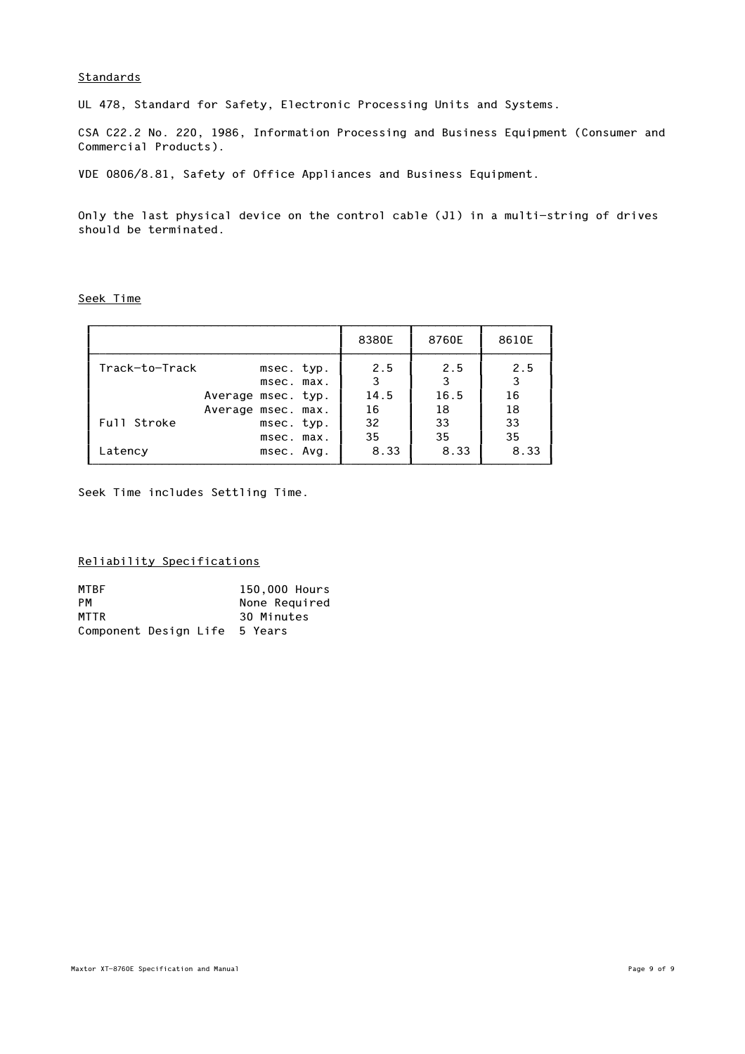## Standards

UL 478, Standard for Safety, Electronic Processing Units and Systems.

CSA C22.2 No. 220, 1986, Information Processing and Business Equipment (Consumer and Commercial Products).

VDE 0806/8.81, Safety of Office Appliances and Business Equipment.

Only the last physical device on the control cable (J1) in a multi-string of drives should be terminated.

## Seek Time

| | | 8380E | 8760E | 8610E |
|---|---|---|---|---|
| Track-to-Track | msec. typ. | 2.5 | 2.5 | 2.5 |
| | msec. max. | 3 | 3 | 3 |
| | Average msec. typ. | 14.5 | 16.5 | 16 |
| | Average msec. max. | 16 | 18 | 18 |
| Full Stroke | msec. typ. | 32 | 33 | 33 |
| | msec. max. | 35 | 35 | 35 |
| Latency | msec. Avg. | 8.33 | 8.33 | 8.33 |

Seek Time includes Settling Time.

## Reliability Specifications

| | |
|---|---|
| MTBF | 150,000 Hours |
| PM | None Required |
| MTTR | 30 Minutes |
| Component Design Life | 5 Years |